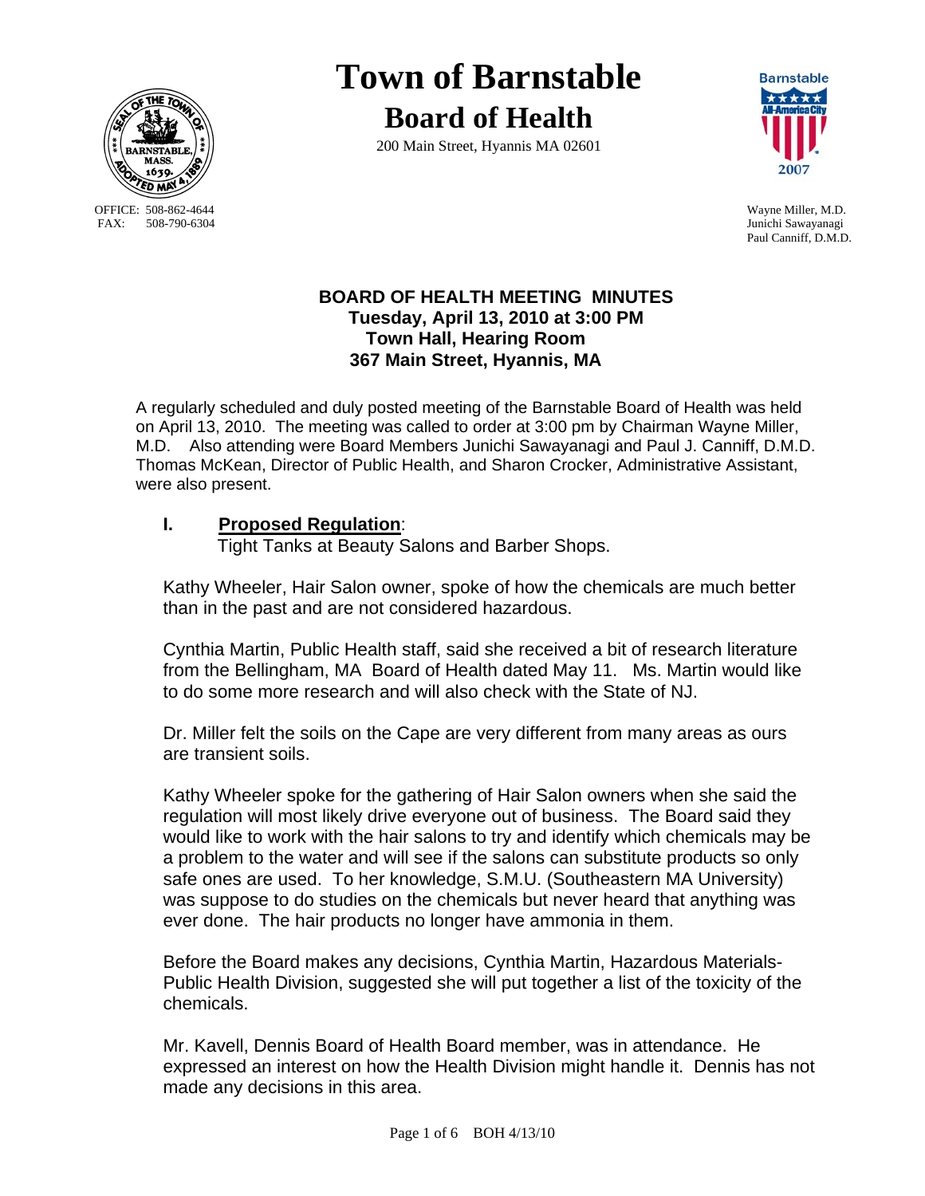# Town of Barnstable

## Board of Health

200 Main Street, Hyannis MA 02601

OFFICE: 508-862-4644
FAX: 508-790-6304

Wayne Miller, M.D.
Junichi Sawayanagi
Paul Canniff, D.M.D.

**BOARD OF HEALTH MEETING MINUTES**
**Tuesday, April 13, 2010 at 3:00 PM**
**Town Hall, Hearing Room**
**367 Main Street, Hyannis, MA**

A regularly scheduled and duly posted meeting of the Barnstable Board of Health was held on April 13, 2010. The meeting was called to order at 3:00 pm by Chairman Wayne Miller, M.D. Also attending were Board Members Junichi Sawayanagi and Paul J. Canniff, D.M.D. Thomas McKean, Director of Public Health, and Sharon Crocker, Administrative Assistant, were also present.

**I. Proposed Regulation:**
Tight Tanks at Beauty Salons and Barber Shops.

Kathy Wheeler, Hair Salon owner, spoke of how the chemicals are much better than in the past and are not considered hazardous.

Cynthia Martin, Public Health staff, said she received a bit of research literature from the Bellingham, MA Board of Health dated May 11. Ms. Martin would like to do some more research and will also check with the State of NJ.

Dr. Miller felt the soils on the Cape are very different from many areas as ours are transient soils.

Kathy Wheeler spoke for the gathering of Hair Salon owners when she said the regulation will most likely drive everyone out of business. The Board said they would like to work with the hair salons to try and identify which chemicals may be a problem to the water and will see if the salons can substitute products so only safe ones are used. To her knowledge, S.M.U. (Southeastern MA University) was suppose to do studies on the chemicals but never heard that anything was ever done. The hair products no longer have ammonia in them.

Before the Board makes any decisions, Cynthia Martin, Hazardous Materials-Public Health Division, suggested she will put together a list of the toxicity of the chemicals.

Mr. Kavell, Dennis Board of Health Board member, was in attendance. He expressed an interest on how the Health Division might handle it. Dennis has not made any decisions in this area.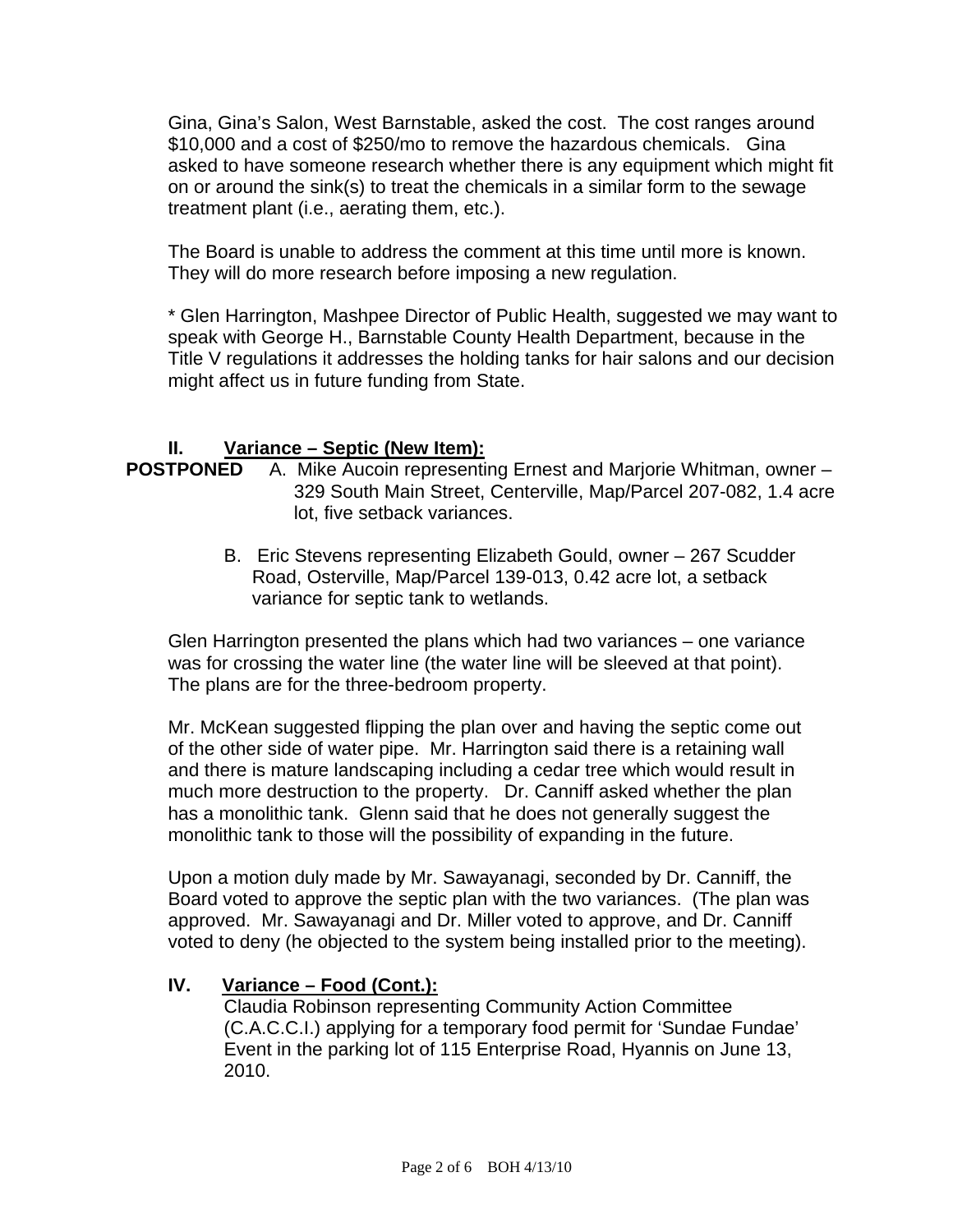Gina, Gina's Salon, West Barnstable, asked the cost. The cost ranges around $10,000 and a cost of $250/mo to remove the hazardous chemicals. Gina asked to have someone research whether there is any equipment which might fit on or around the sink(s) to treat the chemicals in a similar form to the sewage treatment plant (i.e., aerating them, etc.).

The Board is unable to address the comment at this time until more is known. They will do more research before imposing a new regulation.

* Glen Harrington, Mashpee Director of Public Health, suggested we may want to speak with George H., Barnstable County Health Department, because in the Title V regulations it addresses the holding tanks for hair salons and our decision might affect us in future funding from State.

## II. Variance – Septic (New Item):

**POSTPONED** A. Mike Aucoin representing Ernest and Marjorie Whitman, owner – 329 South Main Street, Centerville, Map/Parcel 207-082, 1.4 acre lot, five setback variances.

B. Eric Stevens representing Elizabeth Gould, owner – 267 Scudder Road, Osterville, Map/Parcel 139-013, 0.42 acre lot, a setback variance for septic tank to wetlands.

Glen Harrington presented the plans which had two variances – one variance was for crossing the water line (the water line will be sleeved at that point). The plans are for the three-bedroom property.

Mr. McKean suggested flipping the plan over and having the septic come out of the other side of water pipe. Mr. Harrington said there is a retaining wall and there is mature landscaping including a cedar tree which would result in much more destruction to the property. Dr. Canniff asked whether the plan has a monolithic tank. Glenn said that he does not generally suggest the monolithic tank to those will the possibility of expanding in the future.

Upon a motion duly made by Mr. Sawayanagi, seconded by Dr. Canniff, the Board voted to approve the septic plan with the two variances. (The plan was approved. Mr. Sawayanagi and Dr. Miller voted to approve, and Dr. Canniff voted to deny (he objected to the system being installed prior to the meeting).

## IV. Variance – Food (Cont.):

Claudia Robinson representing Community Action Committee (C.A.C.C.I.) applying for a temporary food permit for 'Sundae Fundae' Event in the parking lot of 115 Enterprise Road, Hyannis on June 13, 2010.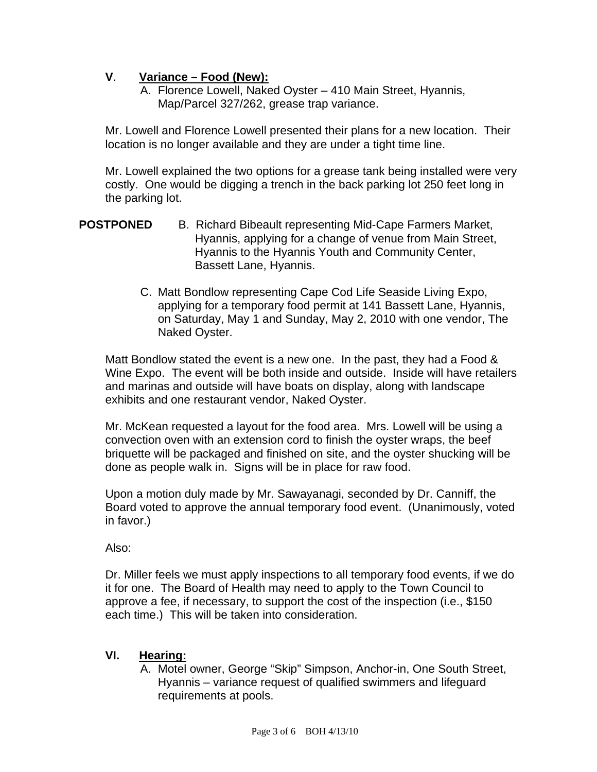## V. Variance – Food (New):

A. Florence Lowell, Naked Oyster – 410 Main Street, Hyannis, Map/Parcel 327/262, grease trap variance.

Mr. Lowell and Florence Lowell presented their plans for a new location. Their location is no longer available and they are under a tight time line.

Mr. Lowell explained the two options for a grease tank being installed were very costly. One would be digging a trench in the back parking lot 250 feet long in the parking lot.

**POSTPONED** B. Richard Bibeault representing Mid-Cape Farmers Market, Hyannis, applying for a change of venue from Main Street, Hyannis to the Hyannis Youth and Community Center, Bassett Lane, Hyannis.

C. Matt Bondlow representing Cape Cod Life Seaside Living Expo, applying for a temporary food permit at 141 Bassett Lane, Hyannis, on Saturday, May 1 and Sunday, May 2, 2010 with one vendor, The Naked Oyster.

Matt Bondlow stated the event is a new one. In the past, they had a Food & Wine Expo. The event will be both inside and outside. Inside will have retailers and marinas and outside will have boats on display, along with landscape exhibits and one restaurant vendor, Naked Oyster.

Mr. McKean requested a layout for the food area. Mrs. Lowell will be using a convection oven with an extension cord to finish the oyster wraps, the beef briquette will be packaged and finished on site, and the oyster shucking will be done as people walk in. Signs will be in place for raw food.

Upon a motion duly made by Mr. Sawayanagi, seconded by Dr. Canniff, the Board voted to approve the annual temporary food event. (Unanimously, voted in favor.)

Also:

Dr. Miller feels we must apply inspections to all temporary food events, if we do it for one. The Board of Health may need to apply to the Town Council to approve a fee, if necessary, to support the cost of the inspection (i.e., $150 each time.) This will be taken into consideration.

## VI. Hearing:

A. Motel owner, George "Skip" Simpson, Anchor-in, One South Street, Hyannis – variance request of qualified swimmers and lifeguard requirements at pools.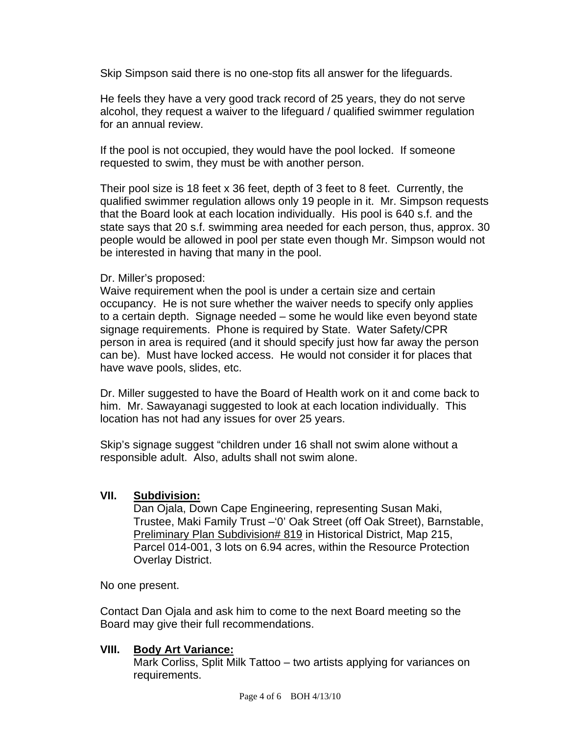Skip Simpson said there is no one-stop fits all answer for the lifeguards.

He feels they have a very good track record of 25 years, they do not serve alcohol, they request a waiver to the lifeguard / qualified swimmer regulation for an annual review.

If the pool is not occupied, they would have the pool locked. If someone requested to swim, they must be with another person.

Their pool size is 18 feet x 36 feet, depth of 3 feet to 8 feet. Currently, the qualified swimmer regulation allows only 19 people in it. Mr. Simpson requests that the Board look at each location individually. His pool is 640 s.f. and the state says that 20 s.f. swimming area needed for each person, thus, approx. 30 people would be allowed in pool per state even though Mr. Simpson would not be interested in having that many in the pool.

Dr. Miller's proposed:
Waive requirement when the pool is under a certain size and certain occupancy. He is not sure whether the waiver needs to specify only applies to a certain depth. Signage needed – some he would like even beyond state signage requirements. Phone is required by State. Water Safety/CPR person in area is required (and it should specify just how far away the person can be). Must have locked access. He would not consider it for places that have wave pools, slides, etc.

Dr. Miller suggested to have the Board of Health work on it and come back to him. Mr. Sawayanagi suggested to look at each location individually. This location has not had any issues for over 25 years.

Skip's signage suggest "children under 16 shall not swim alone without a responsible adult. Also, adults shall not swim alone.

## VII. Subdivision:

Dan Ojala, Down Cape Engineering, representing Susan Maki, Trustee, Maki Family Trust –'0' Oak Street (off Oak Street), Barnstable, Preliminary Plan Subdivision# 819 in Historical District, Map 215, Parcel 014-001, 3 lots on 6.94 acres, within the Resource Protection Overlay District.

No one present.

Contact Dan Ojala and ask him to come to the next Board meeting so the Board may give their full recommendations.

## VIII. Body Art Variance:

Mark Corliss, Split Milk Tattoo – two artists applying for variances on requirements.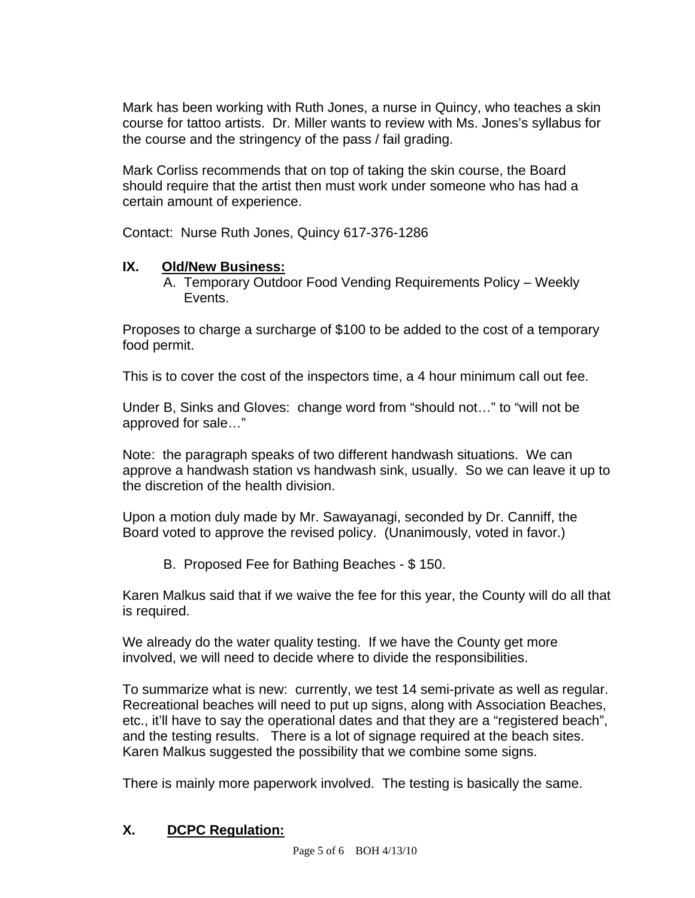Mark has been working with Ruth Jones, a nurse in Quincy, who teaches a skin course for tattoo artists. Dr. Miller wants to review with Ms. Jones's syllabus for the course and the stringency of the pass / fail grading.

Mark Corliss recommends that on top of taking the skin course, the Board should require that the artist then must work under someone who has had a certain amount of experience.

Contact: Nurse Ruth Jones, Quincy 617-376-1286

## IX. <u>Old/New Business:</u>

A. Temporary Outdoor Food Vending Requirements Policy – Weekly Events.

Proposes to charge a surcharge of $100 to be added to the cost of a temporary food permit.

This is to cover the cost of the inspectors time, a 4 hour minimum call out fee.

Under B, Sinks and Gloves: change word from "should not…" to "will not be approved for sale…"

Note: the paragraph speaks of two different handwash situations. We can approve a handwash station vs handwash sink, usually. So we can leave it up to the discretion of the health division.

Upon a motion duly made by Mr. Sawayanagi, seconded by Dr. Canniff, the Board voted to approve the revised policy. (Unanimously, voted in favor.)

B. Proposed Fee for Bathing Beaches - $ 150.

Karen Malkus said that if we waive the fee for this year, the County will do all that is required.

We already do the water quality testing. If we have the County get more involved, we will need to decide where to divide the responsibilities.

To summarize what is new: currently, we test 14 semi-private as well as regular. Recreational beaches will need to put up signs, along with Association Beaches, etc., it'll have to say the operational dates and that they are a "registered beach", and the testing results. There is a lot of signage required at the beach sites. Karen Malkus suggested the possibility that we combine some signs.

There is mainly more paperwork involved. The testing is basically the same.

## X. <u>DCPC Regulation:</u>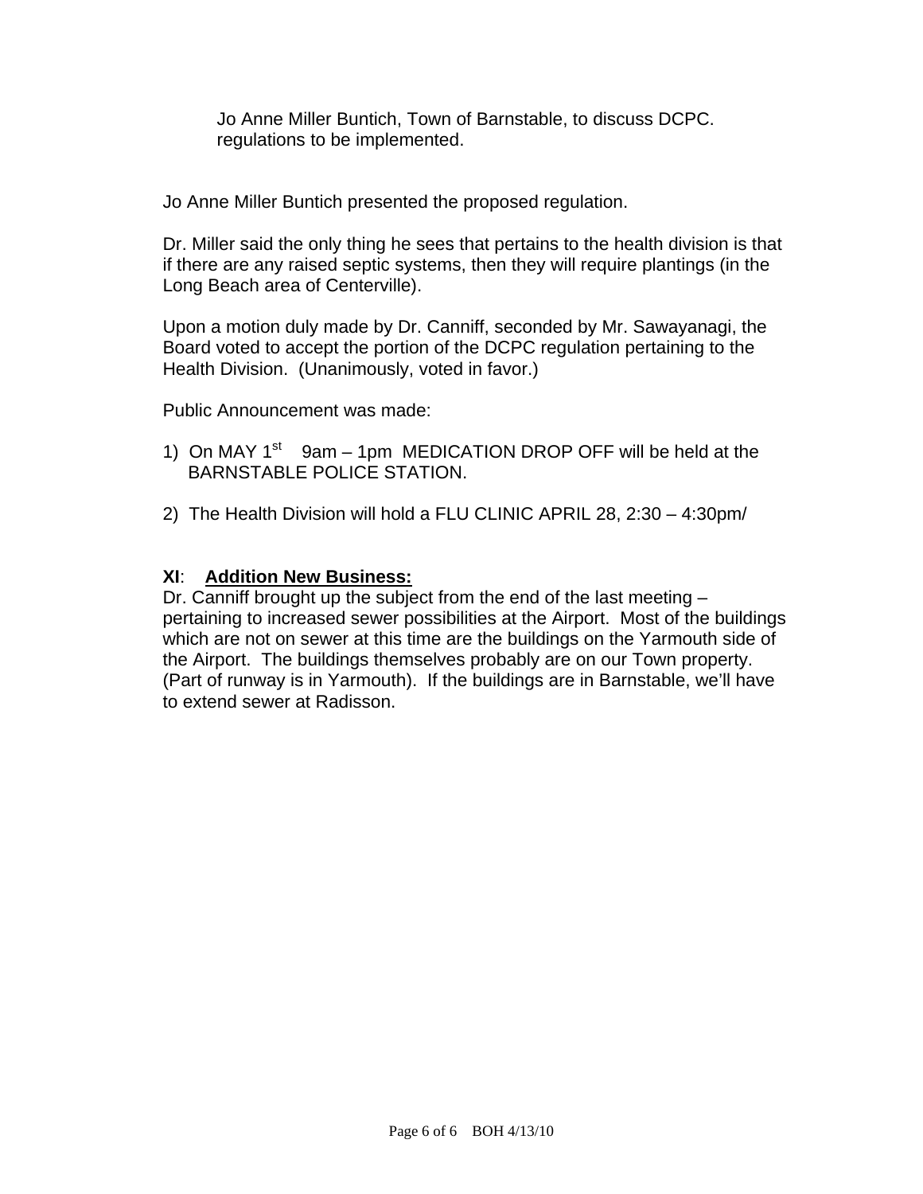Jo Anne Miller Buntich, Town of Barnstable, to discuss DCPC. regulations to be implemented.

Jo Anne Miller Buntich presented the proposed regulation.

Dr. Miller said the only thing he sees that pertains to the health division is that if there are any raised septic systems, then they will require plantings (in the Long Beach area of Centerville).

Upon a motion duly made by Dr. Canniff, seconded by Mr. Sawayanagi, the Board voted to accept the portion of the DCPC regulation pertaining to the Health Division. (Unanimously, voted in favor.)

Public Announcement was made:

1) On MAY 1st 9am – 1pm MEDICATION DROP OFF will be held at the BARNSTABLE POLICE STATION.

2) The Health Division will hold a FLU CLINIC APRIL 28, 2:30 – 4:30pm/

**XI**: **Addition New Business:**

Dr. Canniff brought up the subject from the end of the last meeting – pertaining to increased sewer possibilities at the Airport. Most of the buildings which are not on sewer at this time are the buildings on the Yarmouth side of the Airport. The buildings themselves probably are on our Town property. (Part of runway is in Yarmouth). If the buildings are in Barnstable, we'll have to extend sewer at Radisson.